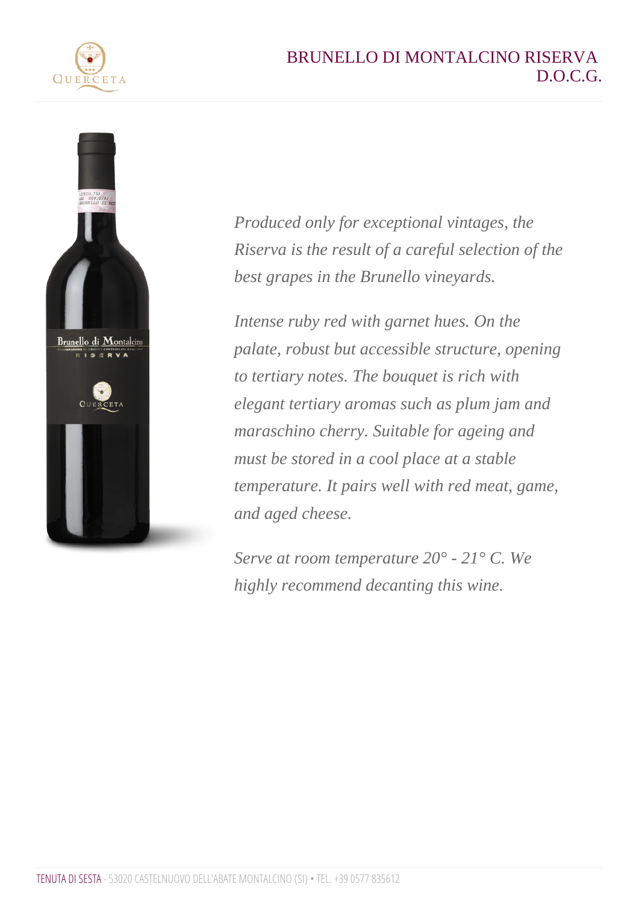# BRUNELLO DI MONTALCINO RISERVA D.O.C.G.

*Produced only for exceptional vintages, the Riserva is the result of a careful selection of the best grapes in the Brunello vineyards.*

*Intense ruby red with garnet hues. On the palate, robust but accessible structure, opening to tertiary notes. The bouquet is rich with elegant tertiary aromas such as plum jam and maraschino cherry. Suitable for ageing and must be stored in a cool place at a stable temperature. It pairs well with red meat, game, and aged cheese.*

*Serve at room temperature 20° - 21° C. We highly recommend decanting this wine.*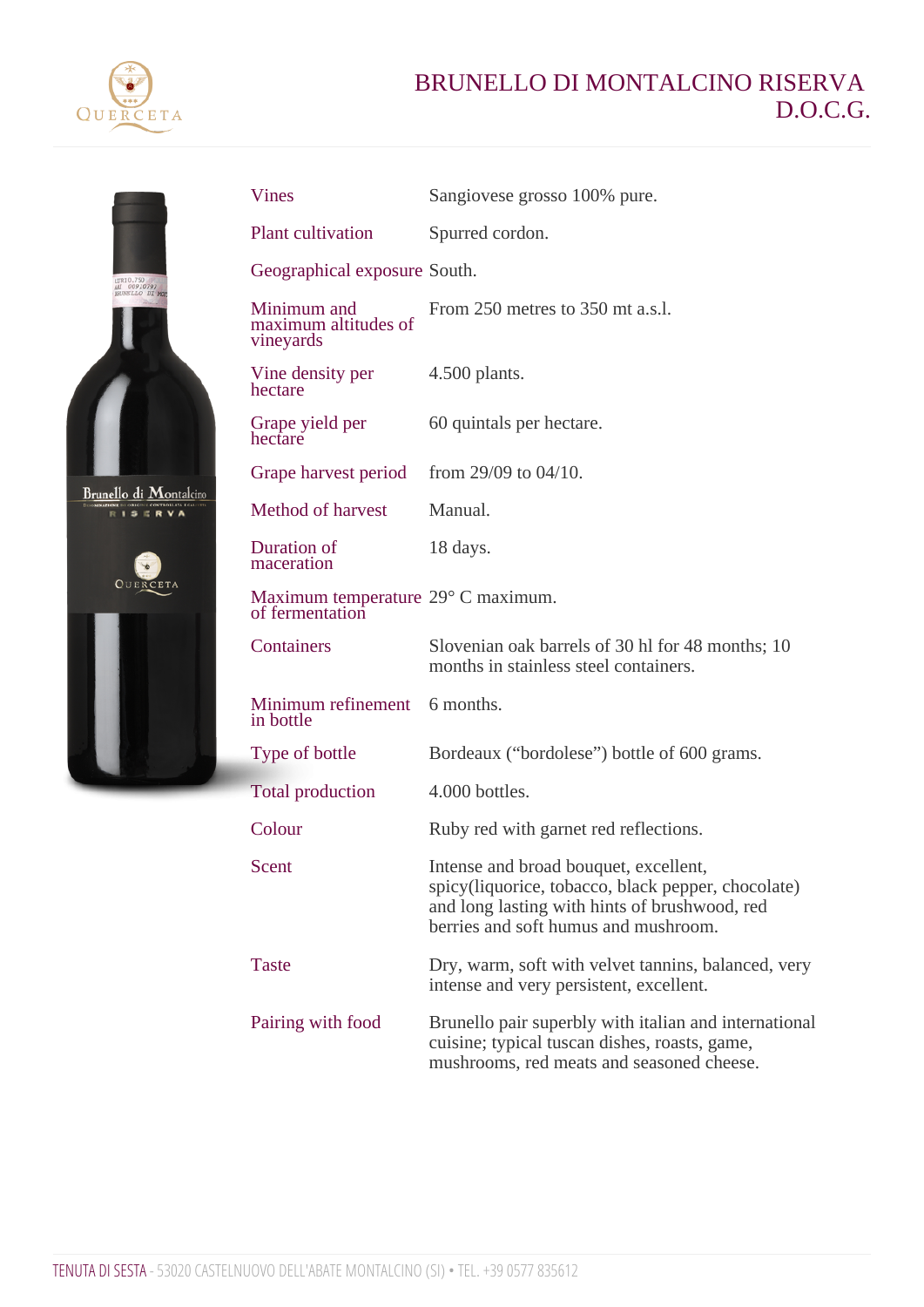# BRUNELLO DI MONTALCINO RISERVA D.O.C.G.

| | |
|---|---|
| Vines | Sangiovese grosso 100% pure. |
| Plant cultivation | Spurred cordon. |
| Geographical exposure | South. |
| Minimum and maximum altitudes of vineyards | From 250 metres to 350 mt a.s.l. |
| Vine density per hectare | 4.500 plants. |
| Grape yield per hectare | 60 quintals per hectare. |
| Grape harvest period | from 29/09 to 04/10. |
| Method of harvest | Manual. |
| Duration of maceration | 18 days. |
| Maximum temperature of fermentation | 29° C maximum. |
| Containers | Slovenian oak barrels of 30 hl for 48 months; 10 months in stainless steel containers. |
| Minimum refinement in bottle | 6 months. |
| Type of bottle | Bordeaux ("bordolese") bottle of 600 grams. |
| Total production | 4.000 bottles. |
| Colour | Ruby red with garnet red reflections. |
| Scent | Intense and broad bouquet, excellent, spicy(liquorice, tobacco, black pepper, chocolate) and long lasting with hints of brushwood, red berries and soft humus and mushroom. |
| Taste | Dry, warm, soft with velvet tannins, balanced, very intense and very persistent, excellent. |
| Pairing with food | Brunello pair superbly with italian and international cuisine; typical tuscan dishes, roasts, game, mushrooms, red meats and seasoned cheese. |

TENUTA DI SESTA - 53020 CASTELNUOVO DELL'ABATE MONTALCINO (SI) • TEL. +39 0577 835612